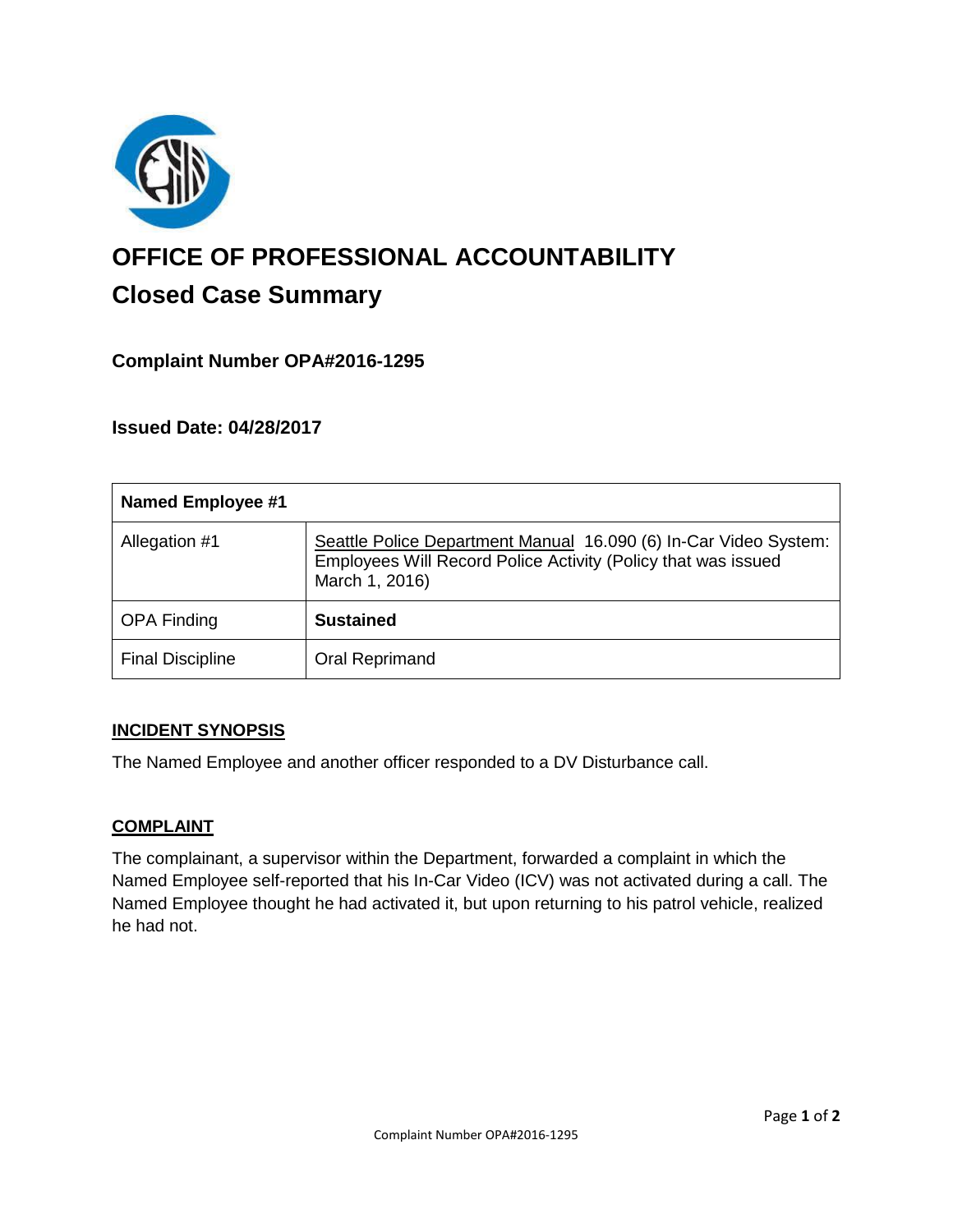# OFFICE OF PROFESSIONAL ACCOUNTABILITY

## Closed Case Summary

### Complaint Number OPA#2016-1295

### Issued Date: 04/28/2017

| Named Employee #1 | |
|---|---|
| Allegation #1 | Seattle Police Department Manual 16.090 (6) In-Car Video System: Employees Will Record Police Activity (Policy that was issued March 1, 2016) |
| OPA Finding | **Sustained** |
| Final Discipline | Oral Reprimand |

**INCIDENT SYNOPSIS**

The Named Employee and another officer responded to a DV Disturbance call.

**COMPLAINT**

The complainant, a supervisor within the Department, forwarded a complaint in which the Named Employee self-reported that his In-Car Video (ICV) was not activated during a call. The Named Employee thought he had activated it, but upon returning to his patrol vehicle, realized he had not.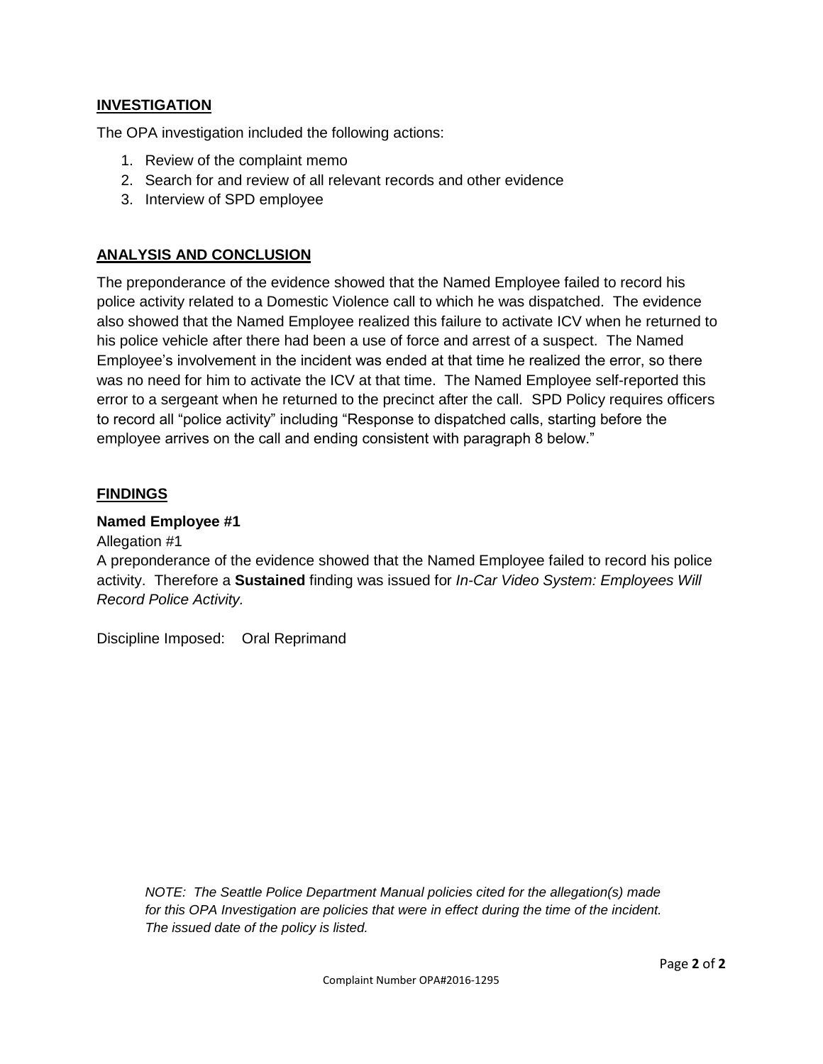## INVESTIGATION

The OPA investigation included the following actions:

1. Review of the complaint memo
2. Search for and review of all relevant records and other evidence
3. Interview of SPD employee

## ANALYSIS AND CONCLUSION

The preponderance of the evidence showed that the Named Employee failed to record his police activity related to a Domestic Violence call to which he was dispatched. The evidence also showed that the Named Employee realized this failure to activate ICV when he returned to his police vehicle after there had been a use of force and arrest of a suspect. The Named Employee's involvement in the incident was ended at that time he realized the error, so there was no need for him to activate the ICV at that time. The Named Employee self-reported this error to a sergeant when he returned to the precinct after the call. SPD Policy requires officers to record all "police activity" including "Response to dispatched calls, starting before the employee arrives on the call and ending consistent with paragraph 8 below."

## FINDINGS

**Named Employee #1**

Allegation #1

A preponderance of the evidence showed that the Named Employee failed to record his police activity. Therefore a **Sustained** finding was issued for *In-Car Video System: Employees Will Record Police Activity.*

Discipline Imposed: Oral Reprimand

*NOTE: The Seattle Police Department Manual policies cited for the allegation(s) made for this OPA Investigation are policies that were in effect during the time of the incident. The issued date of the policy is listed.*

Complaint Number OPA#2016-1295